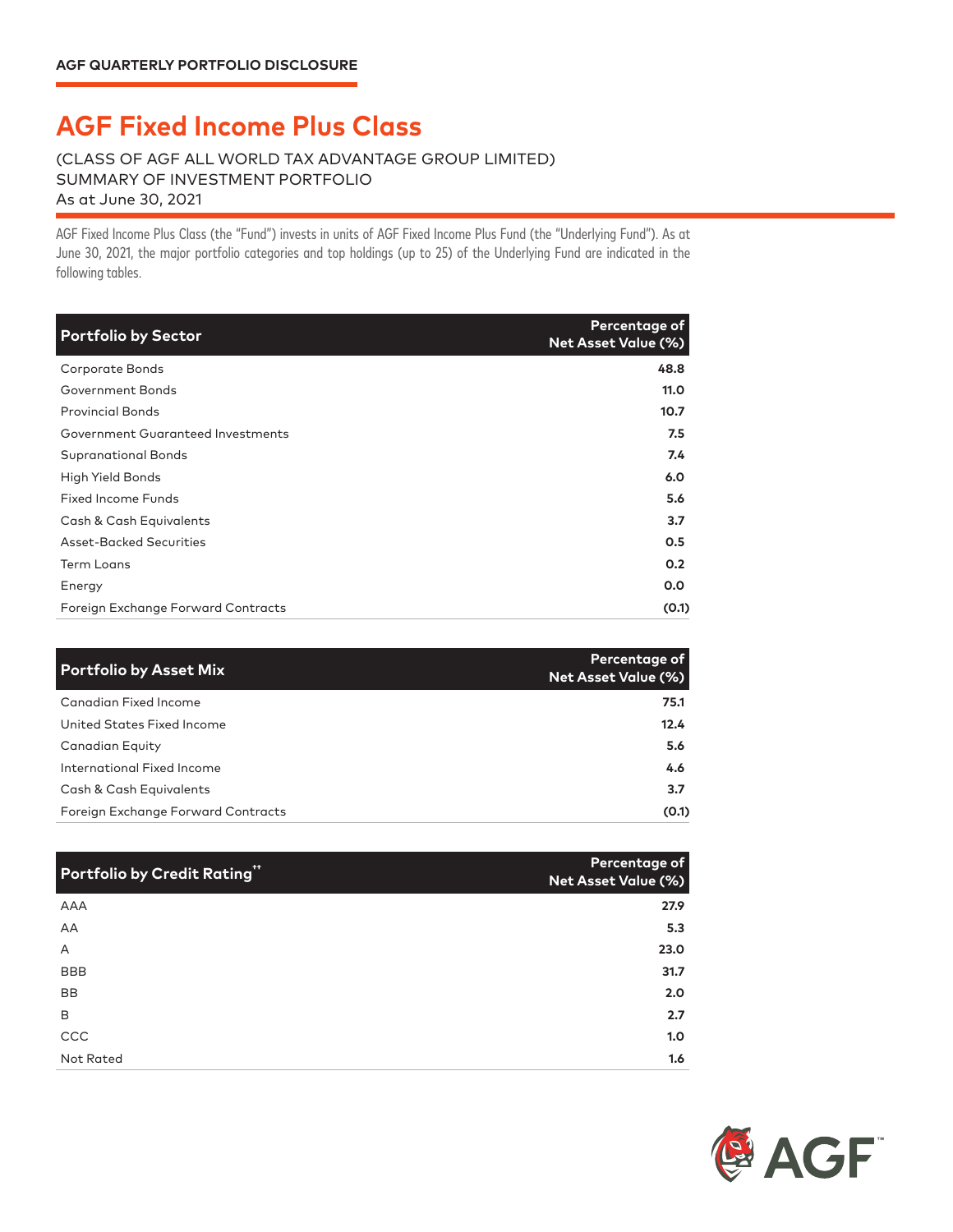AGF QUARTERLY PORTFOLIO DISCLOSURE

# AGF Fixed Income Plus Class

(CLASS OF AGF ALL WORLD TAX ADVANTAGE GROUP LIMITED)
SUMMARY OF INVESTMENT PORTFOLIO
As at June 30, 2021

AGF Fixed Income Plus Class (the "Fund") invests in units of AGF Fixed Income Plus Fund (the "Underlying Fund"). As at June 30, 2021, the major portfolio categories and top holdings (up to 25) of the Underlying Fund are indicated in the following tables.

| Portfolio by Sector | Percentage of Net Asset Value (%) |
|---|---|
| Corporate Bonds | 48.8 |
| Government Bonds | 11.0 |
| Provincial Bonds | 10.7 |
| Government Guaranteed Investments | 7.5 |
| Supranational Bonds | 7.4 |
| High Yield Bonds | 6.0 |
| Fixed Income Funds | 5.6 |
| Cash & Cash Equivalents | 3.7 |
| Asset-Backed Securities | 0.5 |
| Term Loans | 0.2 |
| Energy | 0.0 |
| Foreign Exchange Forward Contracts | (0.1) |

| Portfolio by Asset Mix | Percentage of Net Asset Value (%) |
|---|---|
| Canadian Fixed Income | 75.1 |
| United States Fixed Income | 12.4 |
| Canadian Equity | 5.6 |
| International Fixed Income | 4.6 |
| Cash & Cash Equivalents | 3.7 |
| Foreign Exchange Forward Contracts | (0.1) |

| Portfolio by Credit Rating** | Percentage of Net Asset Value (%) |
|---|---|
| AAA | 27.9 |
| AA | 5.3 |
| A | 23.0 |
| BBB | 31.7 |
| BB | 2.0 |
| B | 2.7 |
| CCC | 1.0 |
| Not Rated | 1.6 |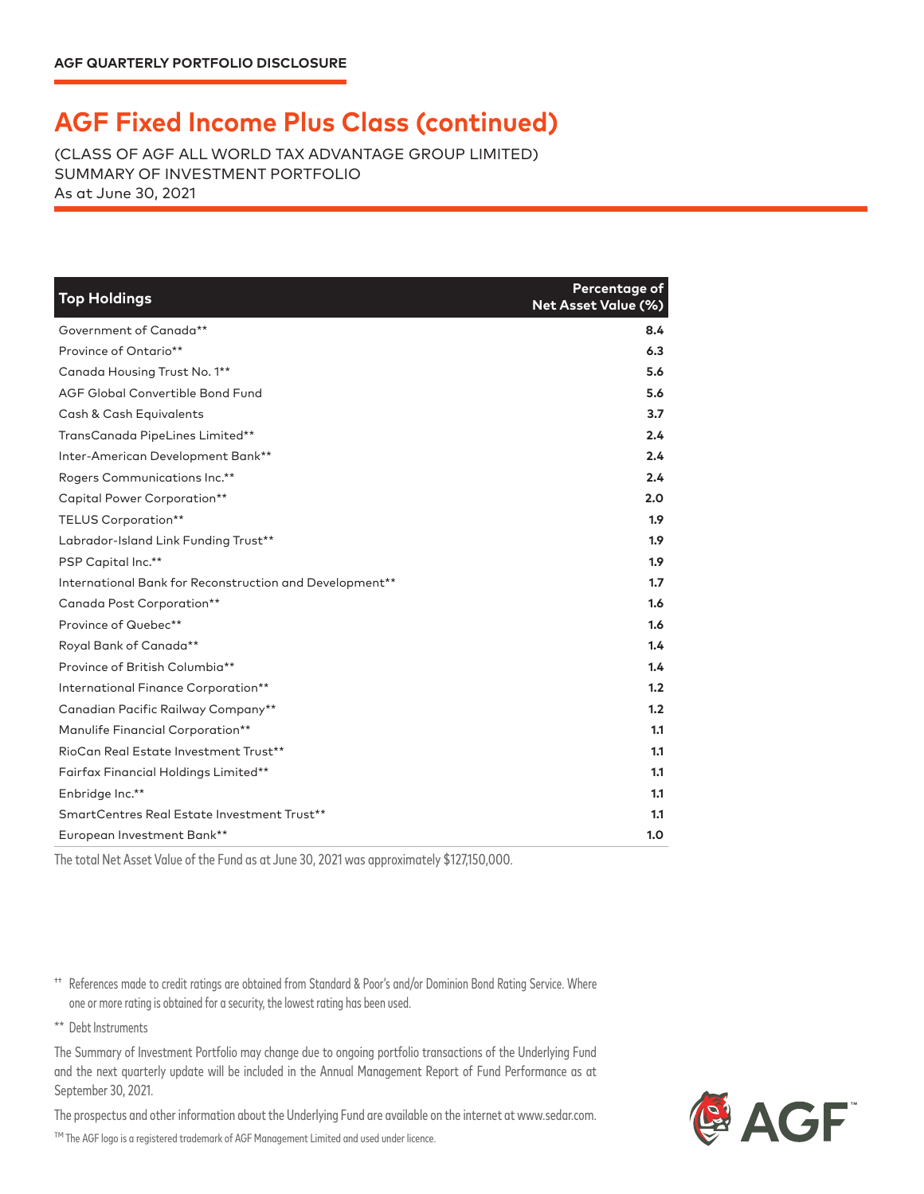AGF QUARTERLY PORTFOLIO DISCLOSURE

# AGF Fixed Income Plus Class (continued)

(CLASS OF AGF ALL WORLD TAX ADVANTAGE GROUP LIMITED)
SUMMARY OF INVESTMENT PORTFOLIO
As at June 30, 2021

| Top Holdings | Percentage of Net Asset Value (%) |
|---|---|
| Government of Canada** | 8.4 |
| Province of Ontario** | 6.3 |
| Canada Housing Trust No. 1** | 5.6 |
| AGF Global Convertible Bond Fund | 5.6 |
| Cash & Cash Equivalents | 3.7 |
| TransCanada PipeLines Limited** | 2.4 |
| Inter-American Development Bank** | 2.4 |
| Rogers Communications Inc.** | 2.4 |
| Capital Power Corporation** | 2.0 |
| TELUS Corporation** | 1.9 |
| Labrador-Island Link Funding Trust** | 1.9 |
| PSP Capital Inc.** | 1.9 |
| International Bank for Reconstruction and Development** | 1.7 |
| Canada Post Corporation** | 1.6 |
| Province of Quebec** | 1.6 |
| Royal Bank of Canada** | 1.4 |
| Province of British Columbia** | 1.4 |
| International Finance Corporation** | 1.2 |
| Canadian Pacific Railway Company** | 1.2 |
| Manulife Financial Corporation** | 1.1 |
| RioCan Real Estate Investment Trust** | 1.1 |
| Fairfax Financial Holdings Limited** | 1.1 |
| Enbridge Inc.** | 1.1 |
| SmartCentres Real Estate Investment Trust** | 1.1 |
| European Investment Bank** | 1.0 |

The total Net Asset Value of the Fund as at June 30, 2021 was approximately $127,150,000.

†† References made to credit ratings are obtained from Standard & Poor's and/or Dominion Bond Rating Service. Where one or more rating is obtained for a security, the lowest rating has been used.

** Debt Instruments

The Summary of Investment Portfolio may change due to ongoing portfolio transactions of the Underlying Fund and the next quarterly update will be included in the Annual Management Report of Fund Performance as at September 30, 2021.

The prospectus and other information about the Underlying Fund are available on the internet at www.sedar.com.

TM The AGF logo is a registered trademark of AGF Management Limited and used under licence.